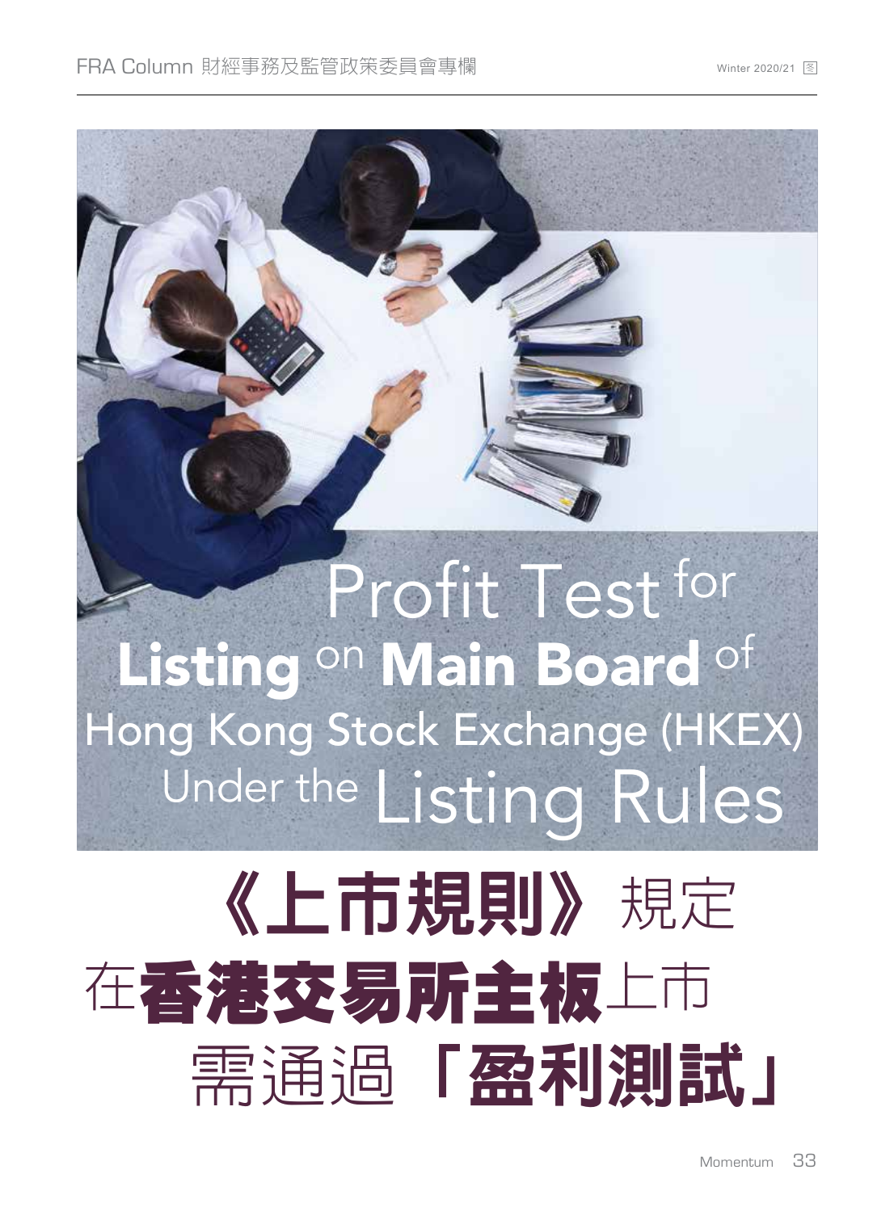# Profit Test for Listing on Main Board of Hong Kong Stock Exchange (HKEX) Under the Listing Rules

# 《上市規則》規定在香港交易所主板上市需通過「盈利測試」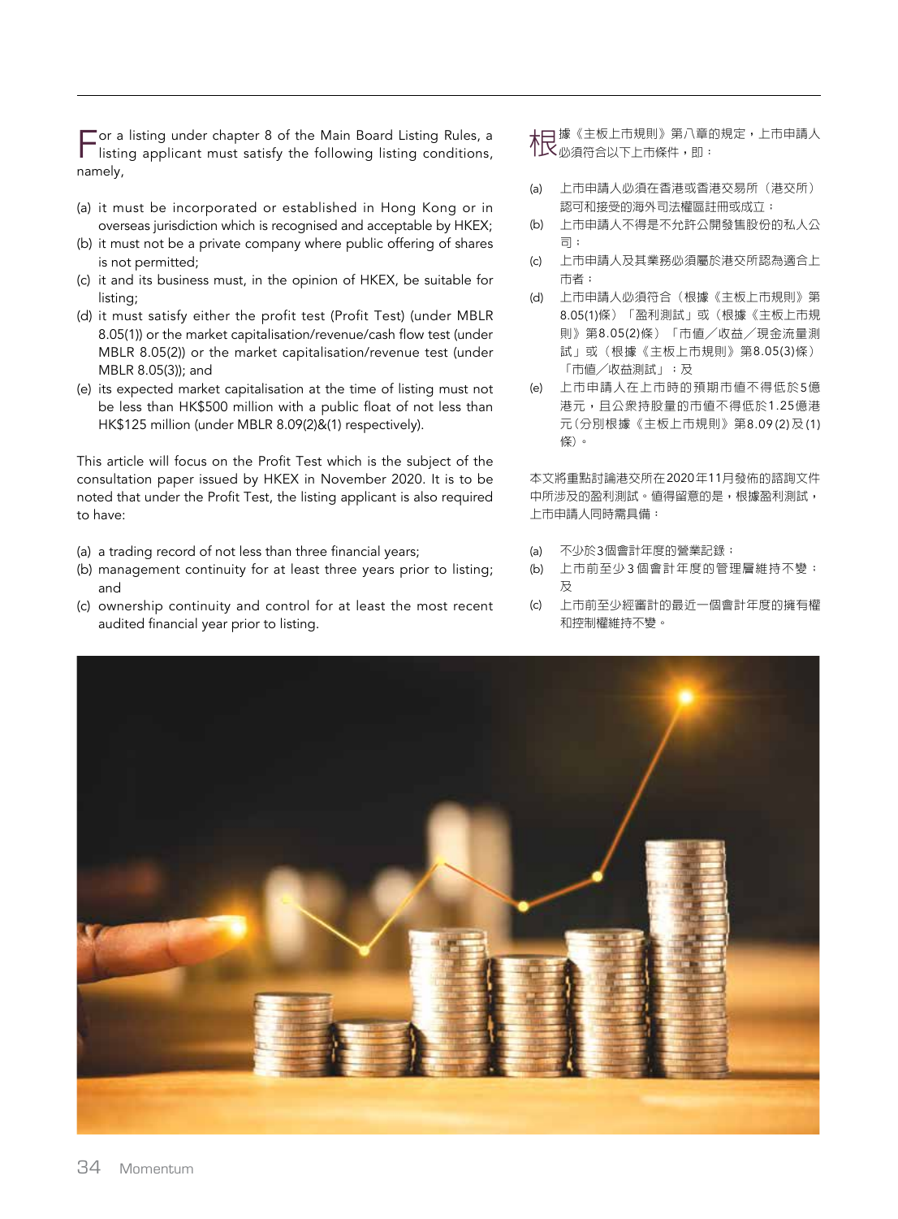For a listing under chapter 8 of the Main Board Listing Rules, a listing applicant must satisfy the following listing conditions, namely,

(a) it must be incorporated or established in Hong Kong or in overseas jurisdiction which is recognised and acceptable by HKEX;
(b) it must not be a private company where public offering of shares is not permitted;
(c) it and its business must, in the opinion of HKEX, be suitable for listing;
(d) it must satisfy either the profit test (Profit Test) (under MBLR 8.05(1)) or the market capitalisation/revenue/cash flow test (under MBLR 8.05(2)) or the market capitalisation/revenue test (under MBLR 8.05(3)); and
(e) its expected market capitalisation at the time of listing must not be less than HK$500 million with a public float of not less than HK$125 million (under MBLR 8.09(2)&(1) respectively).

This article will focus on the Profit Test which is the subject of the consultation paper issued by HKEX in November 2020. It is to be noted that under the Profit Test, the listing applicant is also required to have:

(a) a trading record of not less than three financial years;
(b) management continuity for at least three years prior to listing; and
(c) ownership continuity and control for at least the most recent audited financial year prior to listing.

根據《主板上市規則》第八章的規定，上市申請人必須符合以下上市條件，即：

(a) 上市申請人必須在香港或香港交易所（港交所）認可和接受的海外司法權區註冊或成立；
(b) 上市申請人不得是不允許公開發售股份的私人公司；
(c) 上市申請人及其業務必須屬於港交所認為適合上市者；
(d) 上市申請人必須符合（根據《主板上市規則》第8.05(1)條）「盈利測試」或（根據《主板上市規則》第8.05(2)條）「市值／收益／現金流量測試」或（根據《主板上市規則》第8.05(3)條）「市值／收益測試」；及
(e) 上市申請人在上市時的預期市值不得低於5億港元，且公眾持股量的市值不得低於1.25億港元（分別根據《主板上市規則》第8.09(2)及(1)條）。

本文將重點討論港交所在2020年11月發佈的諮詢文件中所涉及的盈利測試。值得留意的是，根據盈利測試，上市申請人同時需具備：

(a) 不少於3個會計年度的營業記錄；
(b) 上市前至少3個會計年度的管理層維持不變；及
(c) 上市前至少經審計的最近一個會計年度的擁有權和控制權維持不變。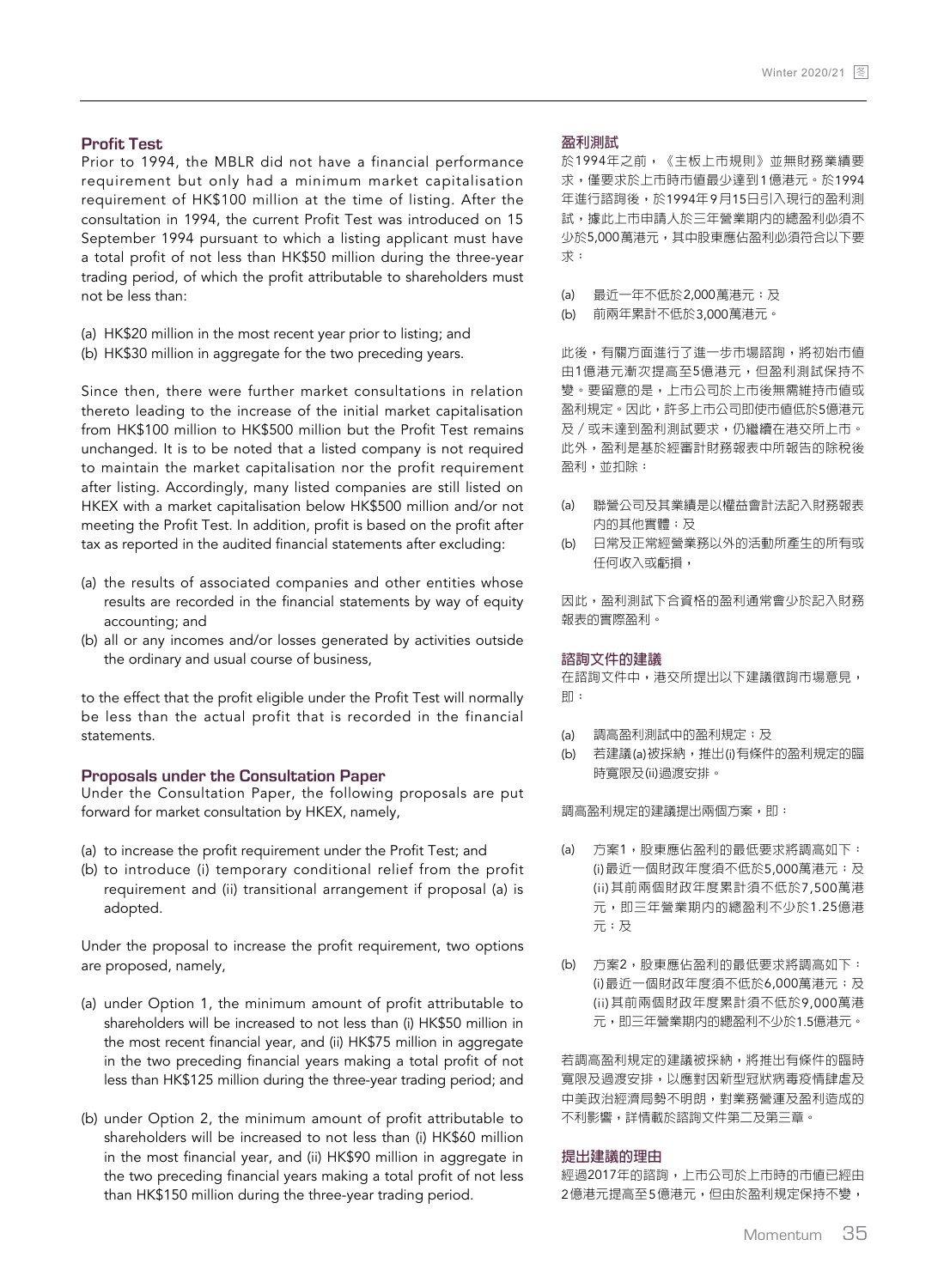### Profit Test

Prior to 1994, the MBLR did not have a financial performance requirement but only had a minimum market capitalisation requirement of HK$100 million at the time of listing. After the consultation in 1994, the current Profit Test was introduced on 15 September 1994 pursuant to which a listing applicant must have a total profit of not less than HK$50 million during the three-year trading period, of which the profit attributable to shareholders must not be less than:

(a) HK$20 million in the most recent year prior to listing; and
(b) HK$30 million in aggregate for the two preceding years.

Since then, there were further market consultations in relation thereto leading to the increase of the initial market capitalisation from HK$100 million to HK$500 million but the Profit Test remains unchanged. It is to be noted that a listed company is not required to maintain the market capitalisation nor the profit requirement after listing. Accordingly, many listed companies are still listed on HKEX with a market capitalisation below HK$500 million and/or not meeting the Profit Test. In addition, profit is based on the profit after tax as reported in the audited financial statements after excluding:

(a) the results of associated companies and other entities whose results are recorded in the financial statements by way of equity accounting; and
(b) all or any incomes and/or losses generated by activities outside the ordinary and usual course of business,

to the effect that the profit eligible under the Profit Test will normally be less than the actual profit that is recorded in the financial statements.

### Proposals under the Consultation Paper

Under the Consultation Paper, the following proposals are put forward for market consultation by HKEX, namely,

(a) to increase the profit requirement under the Profit Test; and
(b) to introduce (i) temporary conditional relief from the profit requirement and (ii) transitional arrangement if proposal (a) is adopted.

Under the proposal to increase the profit requirement, two options are proposed, namely,

(a) under Option 1, the minimum amount of profit attributable to shareholders will be increased to not less than (i) HK$50 million in the most recent financial year, and (ii) HK$75 million in aggregate in the two preceding financial years making a total profit of not less than HK$125 million during the three-year trading period; and

(b) under Option 2, the minimum amount of profit attributable to shareholders will be increased to not less than (i) HK$60 million in the most financial year, and (ii) HK$90 million in aggregate in the two preceding financial years making a total profit of not less than HK$150 million during the three-year trading period.

### 盈利測試

於1994年之前，《主板上市規則》並無財務業績要求，僅要求於上市時市值最少達到1億港元。於1994年進行諮詢後，於1994年9月15日引入現行的盈利測試，據此上市申請人於三年營業期內的總盈利必須不少於5,000萬港元，其中股東應佔盈利必須符合以下要求：

(a) 最近一年不低於2,000萬港元；及
(b) 前兩年累計不低於3,000萬港元。

此後，有關方面進行了進一步市場諮詢，將初始市值由1億港元漸次提高至5億港元，但盈利測試保持不變。要留意的是，上市公司於上市後無需維持市值或盈利規定。因此，許多上市公司即使市值低於5億港元及／或未達到盈利測試要求，仍繼續在港交所上市。此外，盈利是基於經審計財務報表中所報告的除稅後盈利，並扣除：

(a) 聯營公司及其業績是以權益會計法記入財務報表內的其他實體；及
(b) 日常及正常經營業務以外的活動所產生的所有或任何收入或虧損，

因此，盈利測試下合資格的盈利通常會少於記入財務報表的實際盈利。

### 諮詢文件的建議

在諮詢文件中，港交所提出以下建議徵詢市場意見，即：

(a) 調高盈利測試中的盈利規定；及
(b) 若建議(a)被採納，推出(i)有條件的盈利規定的臨時寬限及(ii)過渡安排。

調高盈利規定的建議提出兩個方案，即：

(a) 方案1，股東應佔盈利的最低要求將調高如下：(i)最近一個財政年度須不低於5,000萬港元；及(ii)其前兩個財政年度累計須不低於7,500萬港元，即三年營業期內的總盈利不少於1.25億港元；及

(b) 方案2，股東應佔盈利的最低要求將調高如下：(i)最近一個財政年度須不低於6,000萬港元；及(ii)其前兩個財政年度累計須不低於9,000萬港元，即三年營業期內的總盈利不少於1.5億港元。

若調高盈利規定的建議被採納，將推出有條件的臨時寬限及過渡安排，以應對因新型冠狀病毒疫情肆虐及中美政治經濟局勢不明朗，對業務營運及盈利造成的不利影響，詳情載於諮詢文件第二及第三章。

### 提出建議的理由

經過2017年的諮詢，上市公司於上市時的市值已經由2億港元提高至5億港元，但由於盈利規定保持不變，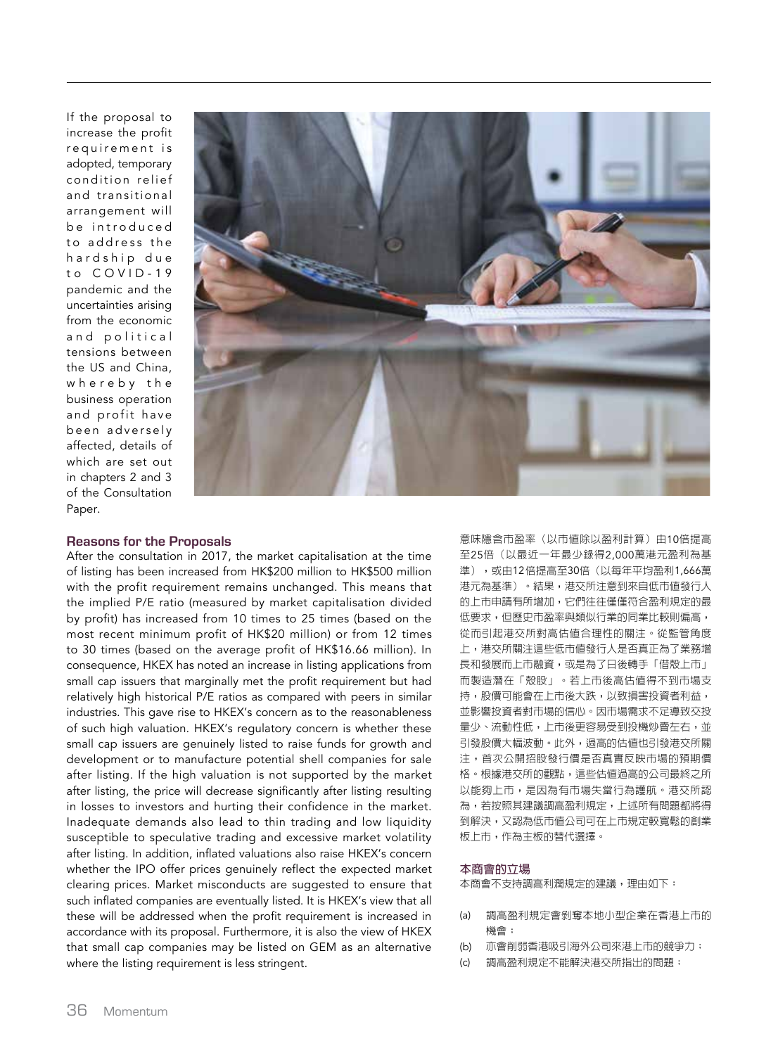If the proposal to increase the profit requirement is adopted, temporary condition relief and transitional arrangement will be introduced to address the hardship due to COVID-19 pandemic and the uncertainties arising from the economic and political tensions between the US and China, whereby the business operation and profit have been adversely affected, details of which are set out in chapters 2 and 3 of the Consultation Paper.

### Reasons for the Proposals

After the consultation in 2017, the market capitalisation at the time of listing has been increased from HK$200 million to HK$500 million with the profit requirement remains unchanged. This means that the implied P/E ratio (measured by market capitalisation divided by profit) has increased from 10 times to 25 times (based on the most recent minimum profit of HK$20 million) or from 12 times to 30 times (based on the average profit of HK$16.66 million). In consequence, HKEX has noted an increase in listing applications from small cap issuers that marginally met the profit requirement but had relatively high historical P/E ratios as compared with peers in similar industries. This gave rise to HKEX's concern as to the reasonableness of such high valuation. HKEX's regulatory concern is whether these small cap issuers are genuinely listed to raise funds for growth and development or to manufacture potential shell companies for sale after listing. If the high valuation is not supported by the market after listing, the price will decrease significantly after listing resulting in losses to investors and hurting their confidence in the market. Inadequate demands also lead to thin trading and low liquidity susceptible to speculative trading and excessive market volatility after listing. In addition, inflated valuations also raise HKEX's concern whether the IPO offer prices genuinely reflect the expected market clearing prices. Market misconducts are suggested to ensure that such inflated companies are eventually listed. It is HKEX's view that all these will be addressed when the profit requirement is increased in accordance with its proposal. Furthermore, it is also the view of HKEX that small cap companies may be listed on GEM as an alternative where the listing requirement is less stringent.

意味隱含市盈率（以市值除以盈利計算）由10倍提高至25倍（以最近一年最少錄得2,000萬港元盈利為基準），或由12倍提高至30倍（以每年平均盈利1,666萬港元為基準）。結果，港交所注意到來自低市值發行人的上市申請有所增加，它們往往僅僅符合盈利規定的最低要求，但歷史市盈率與類似行業的同業比較則偏高，從而引起港交所對高估值合理性的關注。從監管角度上，港交所關注這些低市值發行人是否真正為了業務增長和發展而上市融資，或是為了日後轉手「借殼上市」而製造潛在「殼股」。若上市後高估值得不到市場支持，股價可能會在上市後大跌，以致損害投資者利益，並影響投資者對市場的信心。因市場需求不足導致交投量少、流動性低，上市後更容易受到投機炒賣左右，並引發股價大幅波動。此外，過高的估值也引發港交所關注，首次公開招股發行價是否真實反映市場的預期價格。根據港交所的觀點，這些估值過高的公司最終之所以能夠上市，是因為有市場失當行為護航。港交所認為，若按照其建議調高盈利規定，上述所有問題都將得到解決，又認為低市值公司可在上市規定較寬鬆的創業板上市，作為主板的替代選擇。

### 本商會的立場

本商會不支持調高利潤規定的建議，理由如下：

(a) 調高盈利規定會剝奪本地小型企業在香港上市的機會；

(b) 亦會削弱香港吸引海外公司來港上市的競爭力；

(c) 調高盈利規定不能解決港交所指出的問題；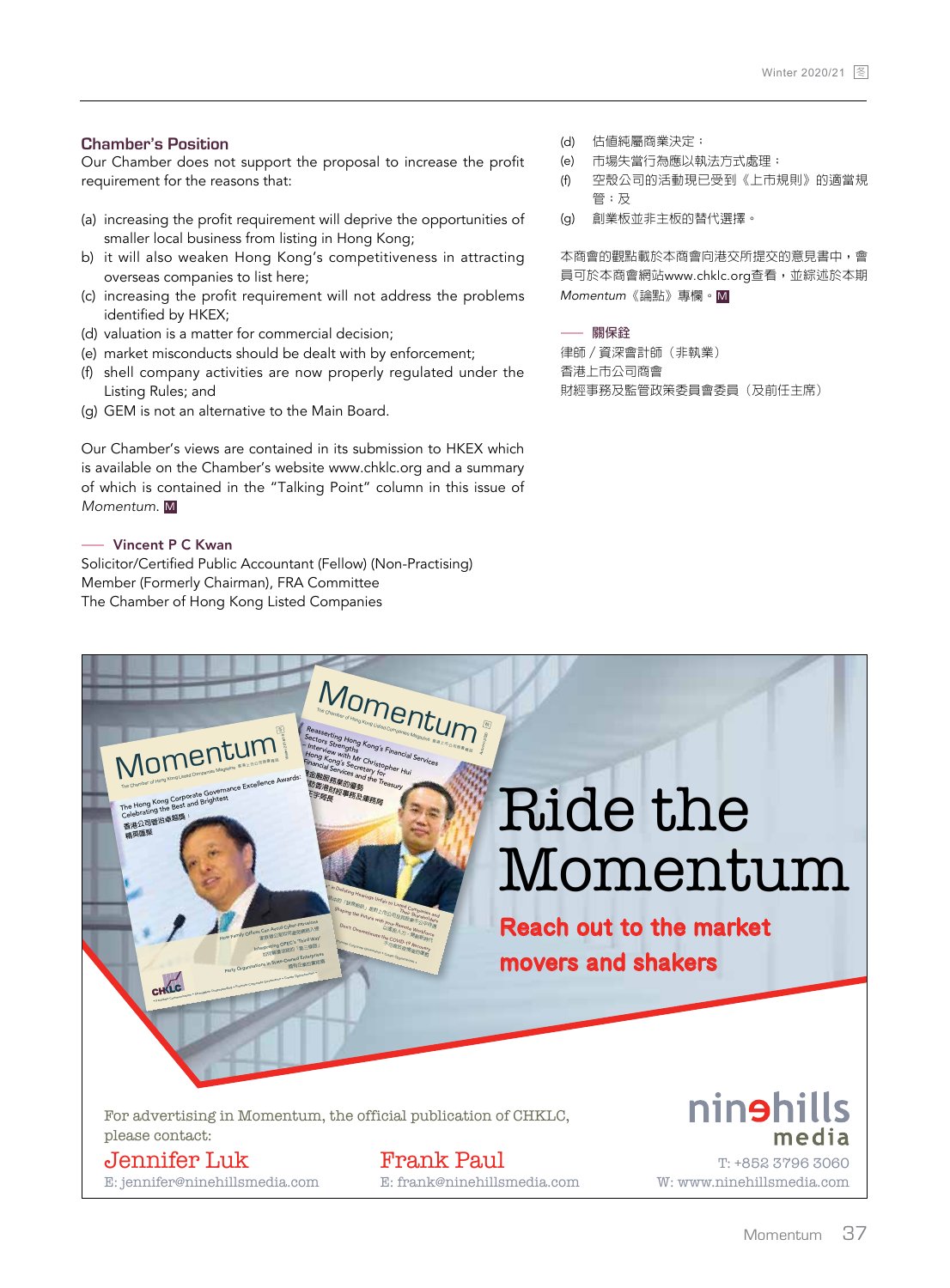### Chamber's Position

Our Chamber does not support the proposal to increase the profit requirement for the reasons that:

(a) increasing the profit requirement will deprive the opportunities of smaller local business from listing in Hong Kong;
b) it will also weaken Hong Kong's competitiveness in attracting overseas companies to list here;
(c) increasing the profit requirement will not address the problems identified by HKEX;
(d) valuation is a matter for commercial decision;
(e) market misconducts should be dealt with by enforcement;
(f) shell company activities are now properly regulated under the Listing Rules; and
(g) GEM is not an alternative to the Main Board.

Our Chamber's views are contained in its submission to HKEX which is available on the Chamber's website www.chklc.org and a summary of which is contained in the "Talking Point" column in this issue of *Momentum*. M

—— **Vincent P C Kwan**
Solicitor/Certified Public Accountant (Fellow) (Non-Practising)
Member (Formerly Chairman), FRA Committee
The Chamber of Hong Kong Listed Companies

(d) 估值純屬商業決定；
(e) 市場失當行為應以執法方式處理；
(f) 空殼公司的活動現已受到《上市規則》的適當規管；及
(g) 創業板並非主板的替代選擇。

本商會的觀點載於本商會向港交所提交的意見書中，會員可於本商會網站www.chklc.org查看，並綜述於本期*Momentum*《論點》專欄。M

—— **關保銓**
律師 / 資深會計師（非執業）
香港上市公司商會
財經事務及監管政策委員會委員（及前任主席）

# Ride the Momentum

**Reach out to the market movers and shakers**

For advertising in Momentum, the official publication of CHKLC, please contact:

Jennifer Luk
E: jennifer@ninehillsmedia.com

Frank Paul
E: frank@ninehillsmedia.com

ninehills media
T: +852 3796 3060
W: www.ninehillsmedia.com